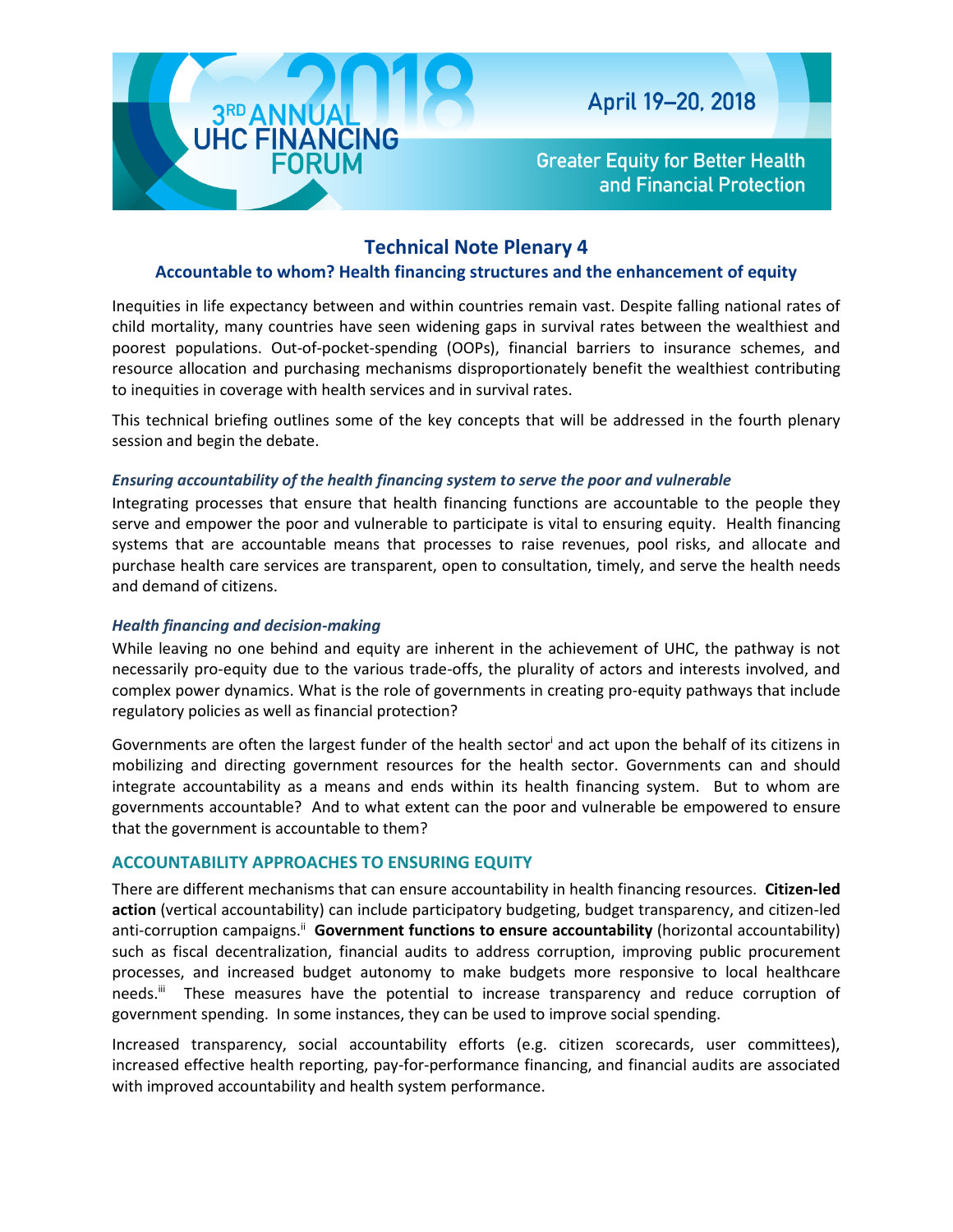3RD ANNUAL UHC FINANCING FORUM 2018

April 19–20, 2018

Greater Equity for Better Health and Financial Protection

# Technical Note Plenary 4

## Accountable to whom? Health financing structures and the enhancement of equity

Inequities in life expectancy between and within countries remain vast. Despite falling national rates of child mortality, many countries have seen widening gaps in survival rates between the wealthiest and poorest populations. Out-of-pocket-spending (OOPs), financial barriers to insurance schemes, and resource allocation and purchasing mechanisms disproportionately benefit the wealthiest contributing to inequities in coverage with health services and in survival rates.

This technical briefing outlines some of the key concepts that will be addressed in the fourth plenary session and begin the debate.

### *Ensuring accountability of the health financing system to serve the poor and vulnerable*

Integrating processes that ensure that health financing functions are accountable to the people they serve and empower the poor and vulnerable to participate is vital to ensuring equity. Health financing systems that are accountable means that processes to raise revenues, pool risks, and allocate and purchase health care services are transparent, open to consultation, timely, and serve the health needs and demand of citizens.

### *Health financing and decision-making*

While leaving no one behind and equity are inherent in the achievement of UHC, the pathway is not necessarily pro-equity due to the various trade-offs, the plurality of actors and interests involved, and complex power dynamics. What is the role of governments in creating pro-equity pathways that include regulatory policies as well as financial protection?

Governments are often the largest funder of the health sector[i] and act upon the behalf of its citizens in mobilizing and directing government resources for the health sector. Governments can and should integrate accountability as a means and ends within its health financing system. But to whom are governments accountable? And to what extent can the poor and vulnerable be empowered to ensure that the government is accountable to them?

## ACCOUNTABILITY APPROACHES TO ENSURING EQUITY

There are different mechanisms that can ensure accountability in health financing resources. **Citizen-led action** (vertical accountability) can include participatory budgeting, budget transparency, and citizen-led anti-corruption campaigns.[ii] **Government functions to ensure accountability** (horizontal accountability) such as fiscal decentralization, financial audits to address corruption, improving public procurement processes, and increased budget autonomy to make budgets more responsive to local healthcare needs.[iii] These measures have the potential to increase transparency and reduce corruption of government spending. In some instances, they can be used to improve social spending.

Increased transparency, social accountability efforts (e.g. citizen scorecards, user committees), increased effective health reporting, pay-for-performance financing, and financial audits are associated with improved accountability and health system performance.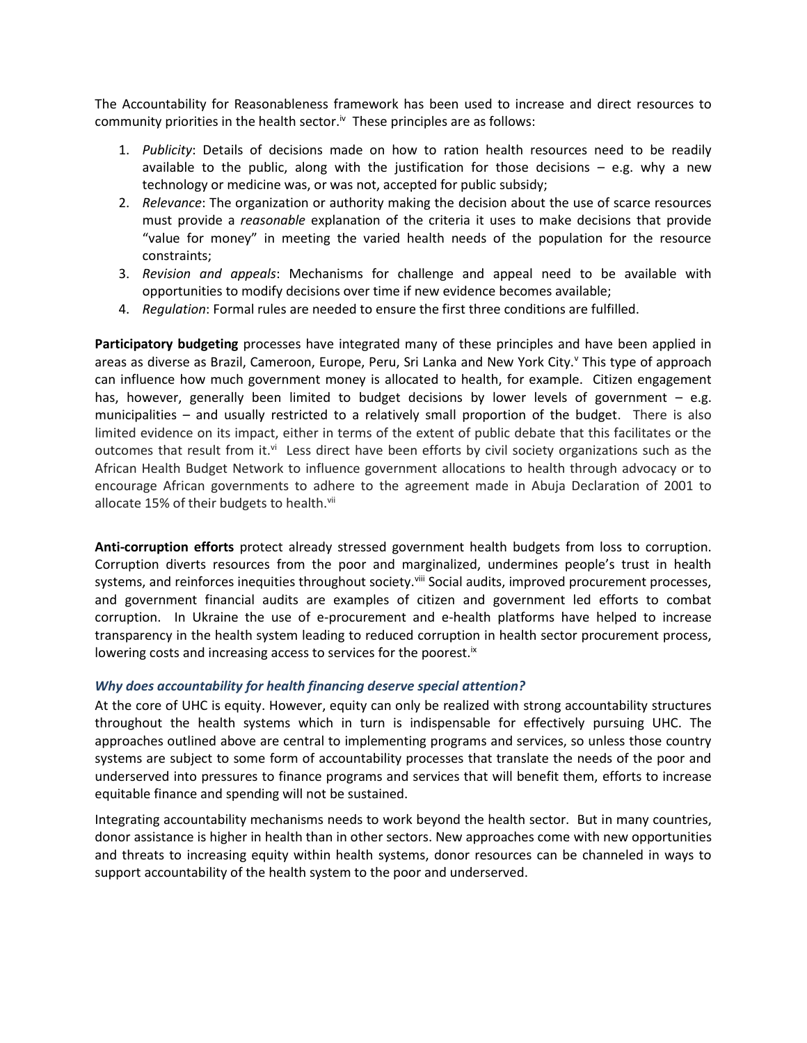The Accountability for Reasonableness framework has been used to increase and direct resources to community priorities in the health sector.[iv] These principles are as follows:

1. *Publicity*: Details of decisions made on how to ration health resources need to be readily available to the public, along with the justification for those decisions – e.g. why a new technology or medicine was, or was not, accepted for public subsidy;
2. *Relevance*: The organization or authority making the decision about the use of scarce resources must provide a *reasonable* explanation of the criteria it uses to make decisions that provide "value for money" in meeting the varied health needs of the population for the resource constraints;
3. *Revision and appeals*: Mechanisms for challenge and appeal need to be available with opportunities to modify decisions over time if new evidence becomes available;
4. *Regulation*: Formal rules are needed to ensure the first three conditions are fulfilled.

**Participatory budgeting** processes have integrated many of these principles and have been applied in areas as diverse as Brazil, Cameroon, Europe, Peru, Sri Lanka and New York City.[v] This type of approach can influence how much government money is allocated to health, for example. Citizen engagement has, however, generally been limited to budget decisions by lower levels of government – e.g. municipalities – and usually restricted to a relatively small proportion of the budget. There is also limited evidence on its impact, either in terms of the extent of public debate that this facilitates or the outcomes that result from it.[vi] Less direct have been efforts by civil society organizations such as the African Health Budget Network to influence government allocations to health through advocacy or to encourage African governments to adhere to the agreement made in Abuja Declaration of 2001 to allocate 15% of their budgets to health.[vii]

**Anti-corruption efforts** protect already stressed government health budgets from loss to corruption. Corruption diverts resources from the poor and marginalized, undermines people's trust in health systems, and reinforces inequities throughout society.[viii] Social audits, improved procurement processes, and government financial audits are examples of citizen and government led efforts to combat corruption. In Ukraine the use of e-procurement and e-health platforms have helped to increase transparency in the health system leading to reduced corruption in health sector procurement process, lowering costs and increasing access to services for the poorest.[ix]

### *Why does accountability for health financing deserve special attention?*

At the core of UHC is equity. However, equity can only be realized with strong accountability structures throughout the health systems which in turn is indispensable for effectively pursuing UHC. The approaches outlined above are central to implementing programs and services, so unless those country systems are subject to some form of accountability processes that translate the needs of the poor and underserved into pressures to finance programs and services that will benefit them, efforts to increase equitable finance and spending will not be sustained.

Integrating accountability mechanisms needs to work beyond the health sector. But in many countries, donor assistance is higher in health than in other sectors. New approaches come with new opportunities and threats to increasing equity within health systems, donor resources can be channeled in ways to support accountability of the health system to the poor and underserved.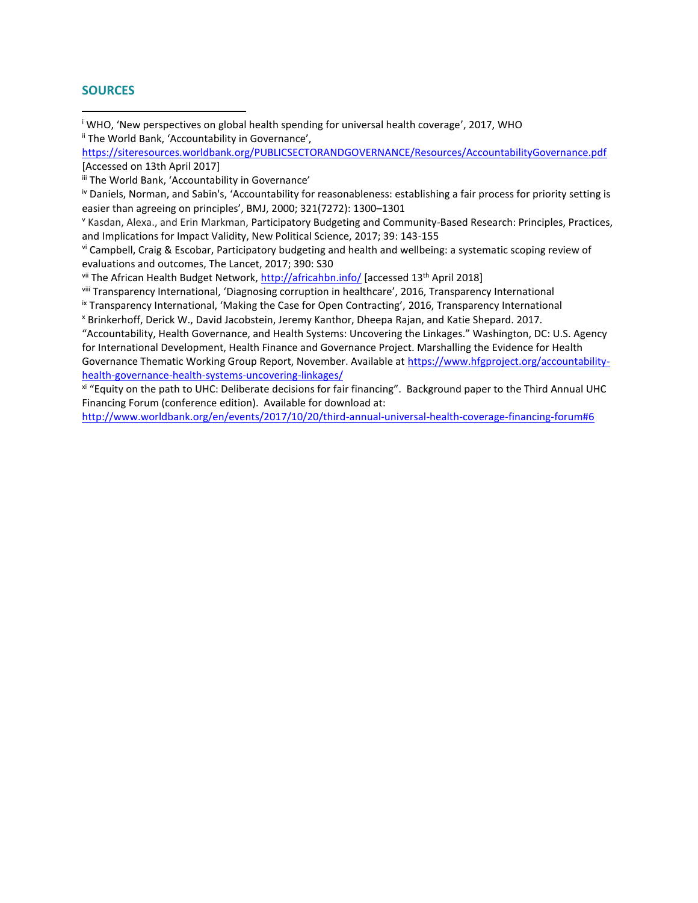## SOURCES

[i] WHO, 'New perspectives on global health spending for universal health coverage', 2017, WHO

[ii] The World Bank, 'Accountability in Governance', https://siteresources.worldbank.org/PUBLICSECTORANDGOVERNANCE/Resources/AccountabilityGovernance.pdf [Accessed on 13th April 2017]

[iii] The World Bank, 'Accountability in Governance'

[iv] Daniels, Norman, and Sabin's, 'Accountability for reasonableness: establishing a fair process for priority setting is easier than agreeing on principles', BMJ, 2000; 321(7272): 1300–1301

[v] Kasdan, Alexa., and Erin Markman, Participatory Budgeting and Community-Based Research: Principles, Practices, and Implications for Impact Validity, New Political Science, 2017; 39: 143-155

[vi] Campbell, Craig & Escobar, Participatory budgeting and health and wellbeing: a systematic scoping review of evaluations and outcomes, The Lancet, 2017; 390: S30

[vii] The African Health Budget Network, http://africahbn.info/ [accessed 13th April 2018]

[viii] Transparency International, 'Diagnosing corruption in healthcare', 2016, Transparency International

[ix] Transparency International, 'Making the Case for Open Contracting', 2016, Transparency International

[x] Brinkerhoff, Derick W., David Jacobstein, Jeremy Kanthor, Dheepa Rajan, and Katie Shepard. 2017. "Accountability, Health Governance, and Health Systems: Uncovering the Linkages." Washington, DC: U.S. Agency for International Development, Health Finance and Governance Project. Marshalling the Evidence for Health Governance Thematic Working Group Report, November. Available at https://www.hfgproject.org/accountability-health-governance-health-systems-uncovering-linkages/

[xi] "Equity on the path to UHC: Deliberate decisions for fair financing". Background paper to the Third Annual UHC Financing Forum (conference edition). Available for download at: http://www.worldbank.org/en/events/2017/10/20/third-annual-universal-health-coverage-financing-forum#6